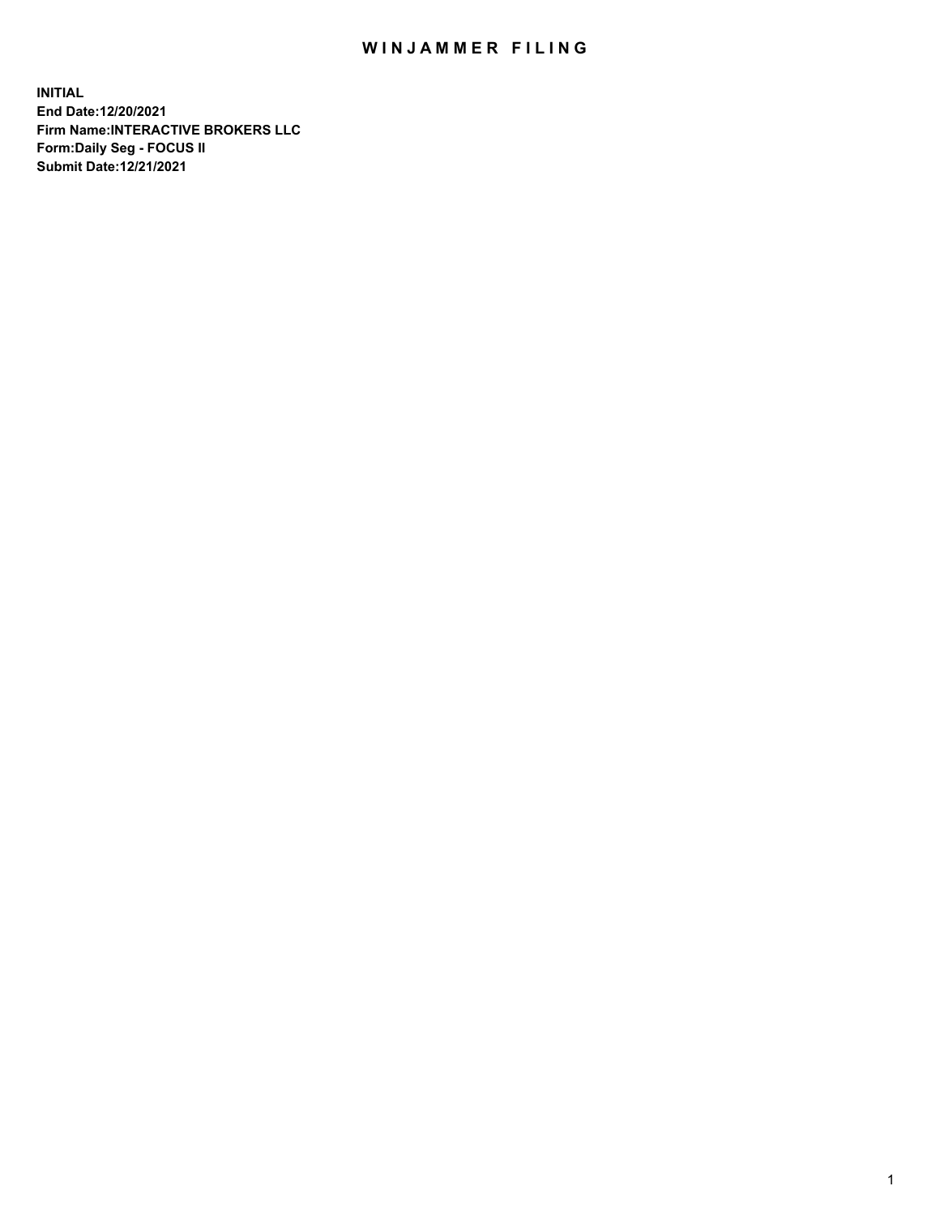# WINJAMMER FILING

**INITIAL**
**End Date:12/20/2021**
**Firm Name:INTERACTIVE BROKERS LLC**
**Form:Daily Seg - FOCUS II**
**Submit Date:12/21/2021**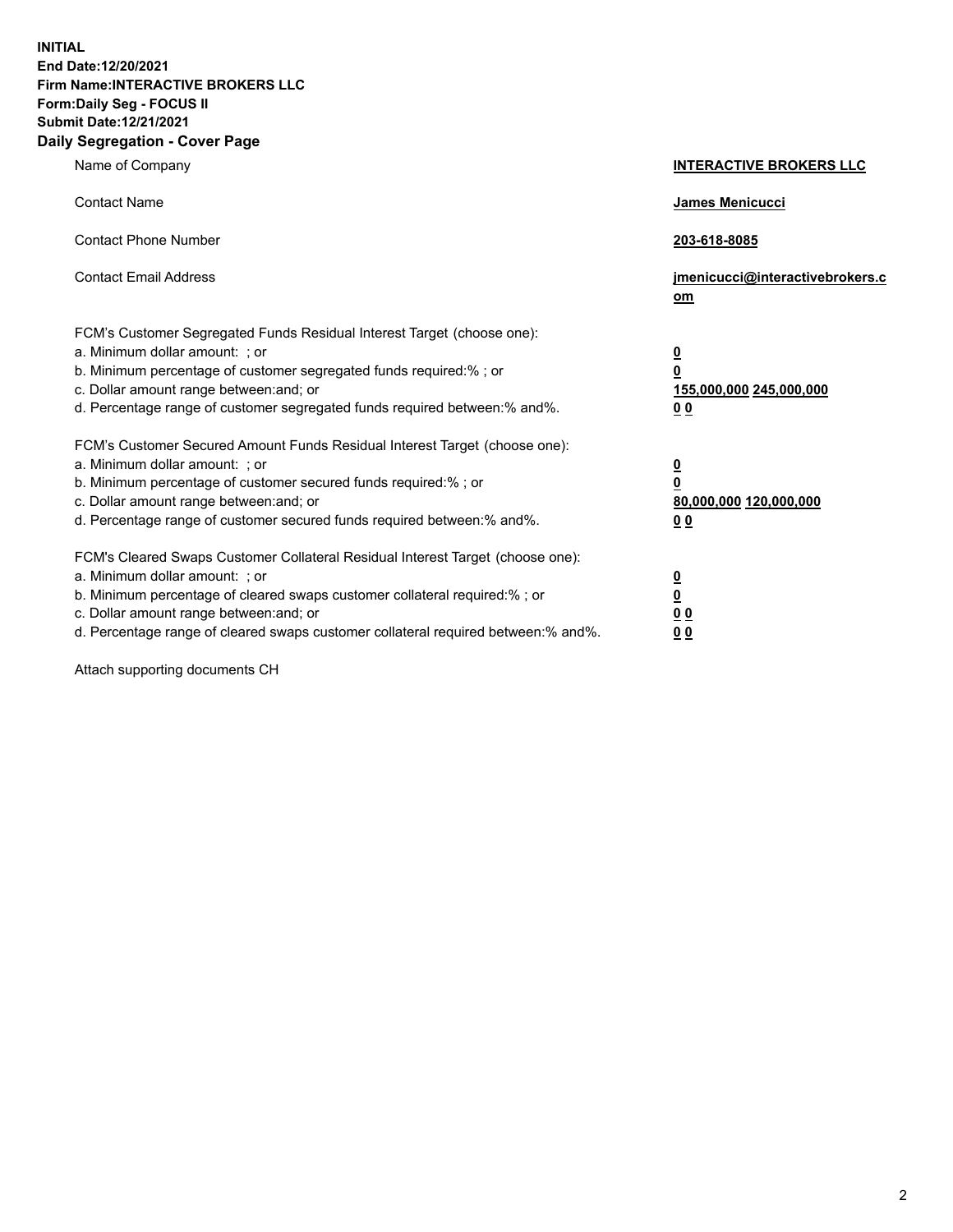**INITIAL**
**End Date:12/20/2021**
**Firm Name:INTERACTIVE BROKERS LLC**
**Form:Daily Seg - FOCUS II**
**Submit Date:12/21/2021**
**Daily Segregation - Cover Page**

| | |
|---|---|
| Name of Company | **INTERACTIVE BROKERS LLC** |
| Contact Name | **James Menicucci** |
| Contact Phone Number | **203-618-8085** |
| Contact Email Address | **jmenicucci@interactivebrokers.com** |
| FCM's Customer Segregated Funds Residual Interest Target (choose one): | |
| a. Minimum dollar amount: ; or | **0** |
| b. Minimum percentage of customer segregated funds required:% ; or | **0** |
| c. Dollar amount range between:and; or | **155,000,000 245,000,000** |
| d. Percentage range of customer segregated funds required between:% and%. | **0 0** |
| FCM's Customer Secured Amount Funds Residual Interest Target (choose one): | |
| a. Minimum dollar amount: ; or | **0** |
| b. Minimum percentage of customer secured funds required:% ; or | **0** |
| c. Dollar amount range between:and; or | **80,000,000 120,000,000** |
| d. Percentage range of customer secured funds required between:% and%. | **0 0** |
| FCM's Cleared Swaps Customer Collateral Residual Interest Target (choose one): | |
| a. Minimum dollar amount: ; or | **0** |
| b. Minimum percentage of cleared swaps customer collateral required:% ; or | **0** |
| c. Dollar amount range between:and; or | **0 0** |
| d. Percentage range of cleared swaps customer collateral required between:% and%. | **0 0** |

Attach supporting documents CH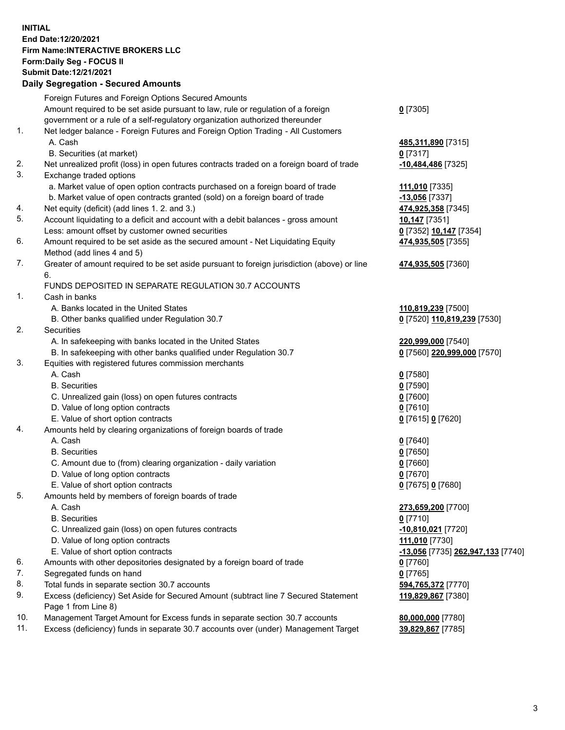**INITIAL**
**End Date:12/20/2021**
**Firm Name:INTERACTIVE BROKERS LLC**
**Form:Daily Seg - FOCUS II**
**Submit Date:12/21/2021**

### Daily Segregation - Secured Amounts

| | | |
|---|---|---|
| | Foreign Futures and Foreign Options Secured Amounts | |
| | Amount required to be set aside pursuant to law, rule or regulation of a foreign government or a rule of a self-regulatory organization authorized thereunder | **0** [7305] |
| 1. | Net ledger balance - Foreign Futures and Foreign Option Trading - All Customers | |
| | A. Cash | **485,311,890** [7315] |
| | B. Securities (at market) | **0** [7317] |
| 2. | Net unrealized profit (loss) in open futures contracts traded on a foreign board of trade | **-10,484,486** [7325] |
| 3. | Exchange traded options | |
| | a. Market value of open option contracts purchased on a foreign board of trade | **111,010** [7335] |
| | b. Market value of open contracts granted (sold) on a foreign board of trade | **-13,056** [7337] |
| 4. | Net equity (deficit) (add lines 1. 2. and 3.) | **474,925,358** [7345] |
| 5. | Account liquidating to a deficit and account with a debit balances - gross amount | **10,147** [7351] |
| | Less: amount offset by customer owned securities | **0** [7352] **10,147** [7354] |
| 6. | Amount required to be set aside as the secured amount - Net Liquidating Equity Method (add lines 4 and 5) | **474,935,505** [7355] |
| 7. | Greater of amount required to be set aside pursuant to foreign jurisdiction (above) or line 6. | **474,935,505** [7360] |
| | FUNDS DEPOSITED IN SEPARATE REGULATION 30.7 ACCOUNTS | |
| 1. | Cash in banks | |
| | A. Banks located in the United States | **110,819,239** [7500] |
| | B. Other banks qualified under Regulation 30.7 | **0** [7520] **110,819,239** [7530] |
| 2. | Securities | |
| | A. In safekeeping with banks located in the United States | **220,999,000** [7540] |
| | B. In safekeeping with other banks qualified under Regulation 30.7 | **0** [7560] **220,999,000** [7570] |
| 3. | Equities with registered futures commission merchants | |
| | A. Cash | **0** [7580] |
| | B. Securities | **0** [7590] |
| | C. Unrealized gain (loss) on open futures contracts | **0** [7600] |
| | D. Value of long option contracts | **0** [7610] |
| | E. Value of short option contracts | **0** [7615] **0** [7620] |
| 4. | Amounts held by clearing organizations of foreign boards of trade | |
| | A. Cash | **0** [7640] |
| | B. Securities | **0** [7650] |
| | C. Amount due to (from) clearing organization - daily variation | **0** [7660] |
| | D. Value of long option contracts | **0** [7670] |
| | E. Value of short option contracts | **0** [7675] **0** [7680] |
| 5. | Amounts held by members of foreign boards of trade | |
| | A. Cash | **273,659,200** [7700] |
| | B. Securities | **0** [7710] |
| | C. Unrealized gain (loss) on open futures contracts | **-10,810,021** [7720] |
| | D. Value of long option contracts | **111,010** [7730] |
| | E. Value of short option contracts | **-13,056** [7735] **262,947,133** [7740] |
| 6. | Amounts with other depositories designated by a foreign board of trade | **0** [7760] |
| 7. | Segregated funds on hand | **0** [7765] |
| 8. | Total funds in separate section 30.7 accounts | **594,765,372** [7770] |
| 9. | Excess (deficiency) Set Aside for Secured Amount (subtract line 7 Secured Statement Page 1 from Line 8) | **119,829,867** [7380] |
| 10. | Management Target Amount for Excess funds in separate section 30.7 accounts | **80,000,000** [7780] |
| 11. | Excess (deficiency) funds in separate 30.7 accounts over (under) Management Target | **39,829,867** [7785] |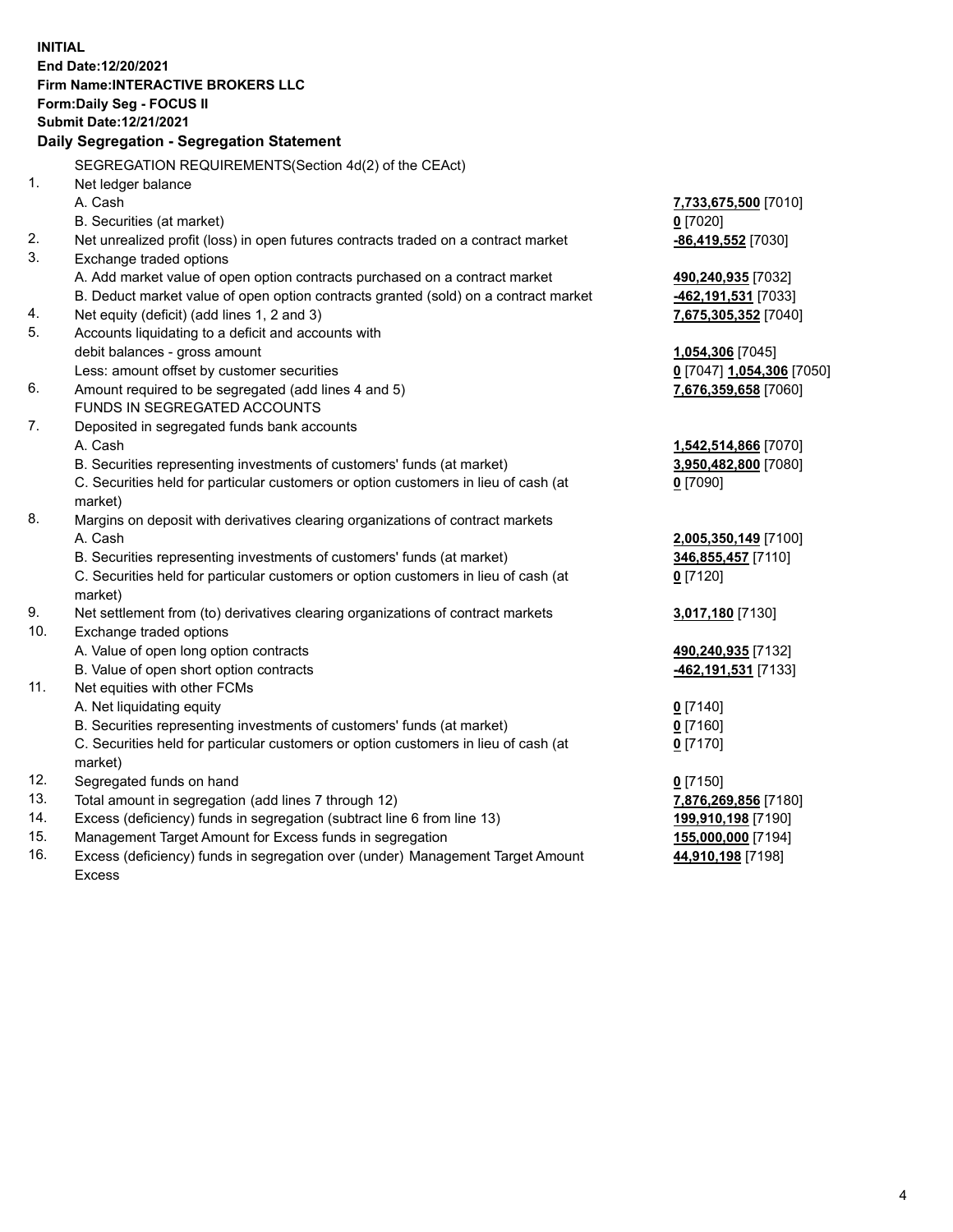**INITIAL**
**End Date:12/20/2021**
**Firm Name:INTERACTIVE BROKERS LLC**
**Form:Daily Seg - FOCUS II**
**Submit Date:12/21/2021**

## Daily Segregation - Segregation Statement

| | SEGREGATION REQUIREMENTS(Section 4d(2) of the CEAct) | |
|---|---|---|
| 1. | Net ledger balance | |
| | A. Cash | **7,733,675,500** [7010] |
| | B. Securities (at market) | **0** [7020] |
| 2. | Net unrealized profit (loss) in open futures contracts traded on a contract market | **-86,419,552** [7030] |
| 3. | Exchange traded options | |
| | A. Add market value of open option contracts purchased on a contract market | **490,240,935** [7032] |
| | B. Deduct market value of open option contracts granted (sold) on a contract market | **-462,191,531** [7033] |
| 4. | Net equity (deficit) (add lines 1, 2 and 3) | **7,675,305,352** [7040] |
| 5. | Accounts liquidating to a deficit and accounts with debit balances - gross amount | **1,054,306** [7045] |
| | Less: amount offset by customer securities | **0** [7047] **1,054,306** [7050] |
| 6. | Amount required to be segregated (add lines 4 and 5) | **7,676,359,658** [7060] |
| | FUNDS IN SEGREGATED ACCOUNTS | |
| 7. | Deposited in segregated funds bank accounts | |
| | A. Cash | **1,542,514,866** [7070] |
| | B. Securities representing investments of customers' funds (at market) | **3,950,482,800** [7080] |
| | C. Securities held for particular customers or option customers in lieu of cash (at market) | **0** [7090] |
| 8. | Margins on deposit with derivatives clearing organizations of contract markets | |
| | A. Cash | **2,005,350,149** [7100] |
| | B. Securities representing investments of customers' funds (at market) | **346,855,457** [7110] |
| | C. Securities held for particular customers or option customers in lieu of cash (at market) | **0** [7120] |
| 9. | Net settlement from (to) derivatives clearing organizations of contract markets | **3,017,180** [7130] |
| 10. | Exchange traded options | |
| | A. Value of open long option contracts | **490,240,935** [7132] |
| | B. Value of open short option contracts | **-462,191,531** [7133] |
| 11. | Net equities with other FCMs | |
| | A. Net liquidating equity | **0** [7140] |
| | B. Securities representing investments of customers' funds (at market) | **0** [7160] |
| | C. Securities held for particular customers or option customers in lieu of cash (at market) | **0** [7170] |
| 12. | Segregated funds on hand | **0** [7150] |
| 13. | Total amount in segregation (add lines 7 through 12) | **7,876,269,856** [7180] |
| 14. | Excess (deficiency) funds in segregation (subtract line 6 from line 13) | **199,910,198** [7190] |
| 15. | Management Target Amount for Excess funds in segregation | **155,000,000** [7194] |
| 16. | Excess (deficiency) funds in segregation over (under) Management Target Amount Excess | **44,910,198** [7198] |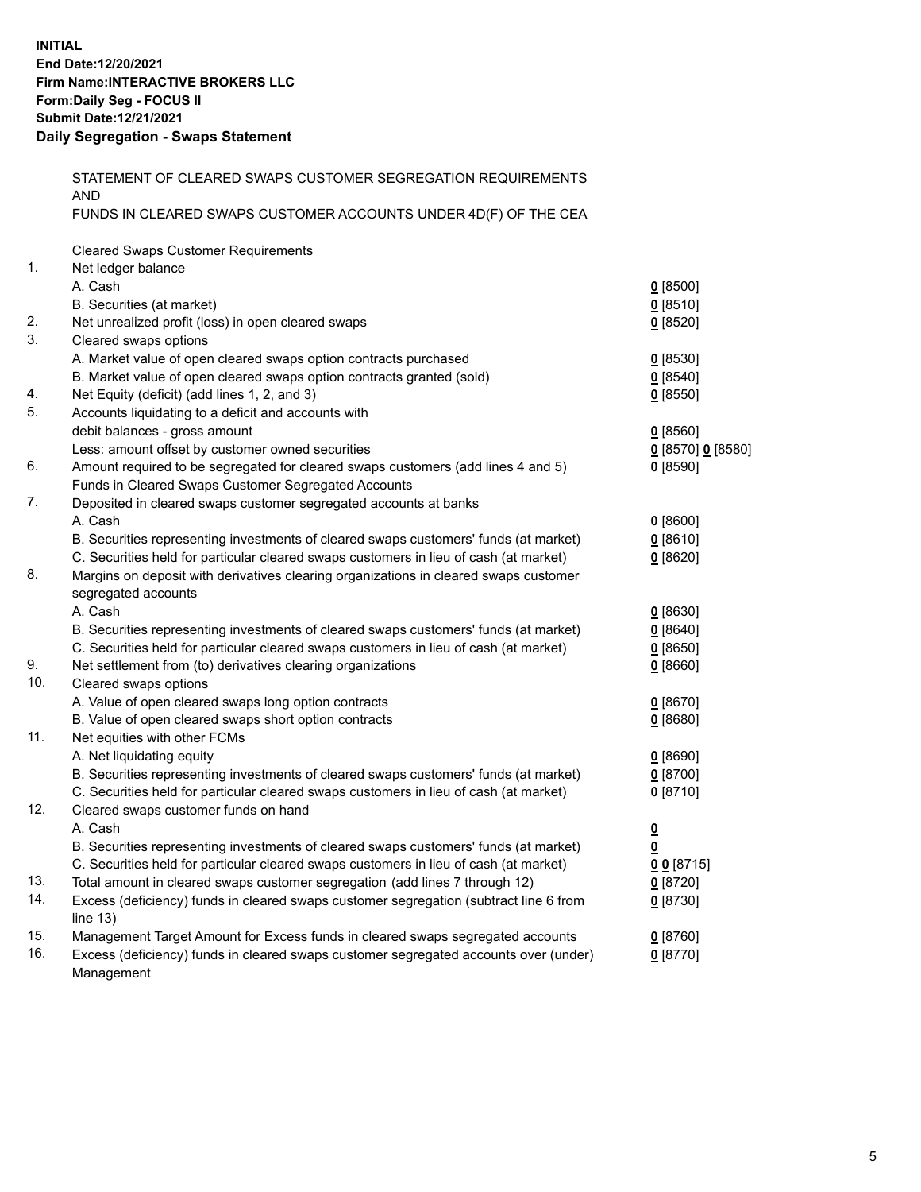**INITIAL**
**End Date:12/20/2021**
**Firm Name:INTERACTIVE BROKERS LLC**
**Form:Daily Seg - FOCUS II**
**Submit Date:12/21/2021**
**Daily Segregation - Swaps Statement**

STATEMENT OF CLEARED SWAPS CUSTOMER SEGREGATION REQUIREMENTS AND FUNDS IN CLEARED SWAPS CUSTOMER ACCOUNTS UNDER 4D(F) OF THE CEA

| | | |
|---|---|---|
| | Cleared Swaps Customer Requirements | |
| 1. | Net ledger balance | |
| | A. Cash | 0 [8500] |
| | B. Securities (at market) | 0 [8510] |
| 2. | Net unrealized profit (loss) in open cleared swaps | 0 [8520] |
| 3. | Cleared swaps options | |
| | A. Market value of open cleared swaps option contracts purchased | 0 [8530] |
| | B. Market value of open cleared swaps option contracts granted (sold) | 0 [8540] |
| 4. | Net Equity (deficit) (add lines 1, 2, and 3) | 0 [8550] |
| 5. | Accounts liquidating to a deficit and accounts with debit balances - gross amount | 0 [8560] |
| | Less: amount offset by customer owned securities | 0 [8570] 0 [8580] |
| 6. | Amount required to be segregated for cleared swaps customers (add lines 4 and 5) | 0 [8590] |
| | Funds in Cleared Swaps Customer Segregated Accounts | |
| 7. | Deposited in cleared swaps customer segregated accounts at banks | |
| | A. Cash | 0 [8600] |
| | B. Securities representing investments of cleared swaps customers' funds (at market) | 0 [8610] |
| | C. Securities held for particular cleared swaps customers in lieu of cash (at market) | 0 [8620] |
| 8. | Margins on deposit with derivatives clearing organizations in cleared swaps customer segregated accounts | |
| | A. Cash | 0 [8630] |
| | B. Securities representing investments of cleared swaps customers' funds (at market) | 0 [8640] |
| | C. Securities held for particular cleared swaps customers in lieu of cash (at market) | 0 [8650] |
| 9. | Net settlement from (to) derivatives clearing organizations | 0 [8660] |
| 10. | Cleared swaps options | |
| | A. Value of open cleared swaps long option contracts | 0 [8670] |
| | B. Value of open cleared swaps short option contracts | 0 [8680] |
| 11. | Net equities with other FCMs | |
| | A. Net liquidating equity | 0 [8690] |
| | B. Securities representing investments of cleared swaps customers' funds (at market) | 0 [8700] |
| | C. Securities held for particular cleared swaps customers in lieu of cash (at market) | 0 [8710] |
| 12. | Cleared swaps customer funds on hand | |
| | A. Cash | 0 |
| | B. Securities representing investments of cleared swaps customers' funds (at market) | 0 |
| | C. Securities held for particular cleared swaps customers in lieu of cash (at market) | 0 0 [8715] |
| 13. | Total amount in cleared swaps customer segregation (add lines 7 through 12) | 0 [8720] |
| 14. | Excess (deficiency) funds in cleared swaps customer segregation (subtract line 6 from line 13) | 0 [8730] |
| 15. | Management Target Amount for Excess funds in cleared swaps segregated accounts | 0 [8760] |
| 16. | Excess (deficiency) funds in cleared swaps customer segregated accounts over (under) Management | 0 [8770] |